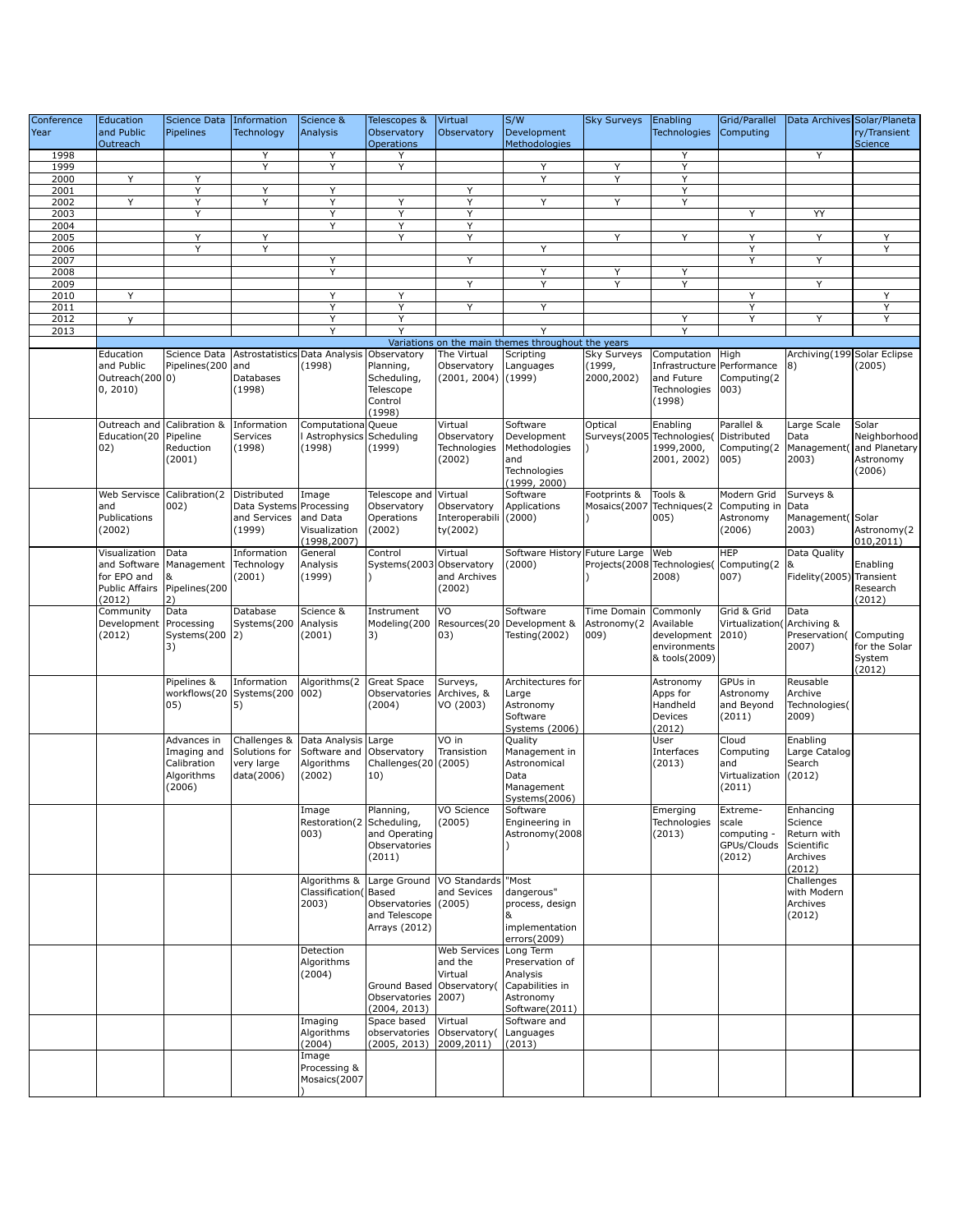| Conference Year | Education and Public Outreach | Science Data Pipelines | Information Technology | Science & Analysis | Telescopes & Observatory Operations | Virtual Observatory | S/W Development Methodologies | Sky Surveys | Enabling Technologies | Grid/Parallel Computing | Data Archives | Solar/Planetary/Transient Science |
|---|---|---|---|---|---|---|---|---|---|---|---|---|
| 1998 | | | Y | Y | Y | | | | Y | | Y | |
| 1999 | | | Y | Y | Y | | Y | Y | Y | | | |
| 2000 | Y | Y | | | | | Y | Y | Y | | | |
| 2001 | | Y | Y | Y | | Y | | | Y | | | |
| 2002 | Y | Y | Y | Y | Y | Y | Y | Y | Y | | | |
| 2003 | | Y | | Y | Y | Y | | | | Y | YY | |
| 2004 | | | | Y | Y | Y | | | | | | |
| 2005 | | Y | Y | | Y | Y | | Y | Y | Y | Y | Y |
| 2006 | | Y | Y | | | | Y | | | Y | | Y |
| 2007 | | | | Y | | Y | | | | Y | Y | |
| 2008 | | | | Y | | | Y | Y | Y | | | |
| 2009 | | | | | | Y | Y | Y | Y | | Y | |
| 2010 | Y | | | Y | Y | | | | | Y | | Y |
| 2011 | | | | Y | Y | Y | Y | | | Y | | Y |
| 2012 | y | | | Y | Y | | | | Y | Y | Y | Y |
| 2013 | | | | Y | Y | | Y | | Y | | | |
| | Variations on the main themes throughout the years | | | | | | | | | | | |
| | Education and Public Outreach(2000, 2010) | Science Data Pipelines(2000) | Astrostatistics and Databases (1998) | Data Analysis (1998) | Observatory Planning, Scheduling, Telescope Control (1998) | The Virtual Observatory (2001, 2004) | Scripting Languages (1999) | Sky Surveys (1999, 2000,2002) | Computation Infrastructure and Future Technologies (1998) | High Performance Computing(2003) | Archiving(1998) | Solar Eclipse (2005) |
| | Outreach and Education(2002) | Calibration & Pipeline Reduction (2001) | Information Services (1998) | Computational Astrophysics (1998) | Queue Scheduling (1999) | Virtual Observatory Technologies (2002) | Software Development Methodologies and Technologies (1999, 2000) | Optical Surveys(2005) | Enabling Technologies(1999,2000, 2001, 2002) | Parallel & Distributed Computing(2005) | Large Scale Data Management(2003) | Solar Neighborhood and Planetary Astronomy (2006) |
| | Web Servisce and Publications (2002) | Calibration(2002) | Distributed Data Systems and Services (1999) | Image Processing and Data Visualization (1998,2007) | Telescope and Observatory Operations (2002) | Virtual Observatory Interoperability(2002) | Software Applications (2000) | Footprints & Mosaics(2007) | Tools & Techniques(2005) | Modern Grid Computing in Astronomy (2006) | Surveys & Data Management(2003) | Solar Astronomy(2010,2011) |
| | Visualization and Software for EPO and Public Affairs (2012) | Data Management & Pipelines(2002) | Information Technology (2001) | General Analysis (1999) | Control Systems(2003) | Virtual Observatory and Archives (2002) | Software History (2000) | Future Large Projects(2008) | Web Technologies(2008) | HEP Computing(2007) | Data Quality & Fidelity(2005) | Enabling Transient Research (2012) |
| | Community Development (2012) | Data Processing Systems(2003) | Database Systems(2002) | Science & Analysis (2001) | Instrument Modeling(2003) | VO Resources(2003) | Software Development & Testing(2002) | Time Domain Astronomy(2009) | Commonly Available development environments & tools(2009) | Grid & Grid Virtualization(2010) | Data Archiving & Preservation(2007) | Computing for the Solar System (2012) |
| | | Pipelines & workflows(2005) | Information Systems(2005) | Algorithms(2002) | Great Space Observatories (2004) | Surveys, Archives, & VO (2003) | Architectures for Large Astronomy Software Systems (2006) | | Astronomy Apps for Handheld Devices (2012) | GPUs in Astronomy and Beyond (2011) | Reusable Archive Technologies(2009) | |
| | | Advances in Imaging and Calibration Algorithms (2006) | Challenges & Solutions for very large data(2006) | Data Analysis Software and Algorithms (2002) | Large Observatory Challenges(2010) | VO in Transition (2005) | Quality Management in Astronomical Data Management Systems(2006) | | User Interfaces (2013) | Cloud Computing and Virtualization (2011) | Enabling Large Catalog Search (2012) | |
| | | | | Image Restoration(2003) | Planning, Scheduling, and Operating Observatories (2011) | VO Science (2005) | Software Engineering in Astronomy(2008) | | Emerging Technologies (2013) | Extreme-scale computing - GPUs/Clouds (2012) | Enhancing Science Return with Scientific Archives (2012) | |
| | | | | Algorithms & Classification(2003) | Large Ground Based Observatories and Telescope Arrays (2012) | VO Standards and Sevices (2005) | "Most dangerous" process, design & implementation errors(2009) | | | | Challenges with Modern Archives (2012) | |
| | | | | Detection Algorithms (2004) | Ground Based Observatories (2004, 2013) | Web Services and the Virtual Observatory(2007) | Long Term Preservation of Analysis Capabilities in Astronomy Software(2011) | | | | | |
| | | | | Imaging Algorithms (2004) | Space based observatories (2005, 2013) | Virtual Observatory(2009,2011) | Software and Languages (2013) | | | | | |
| | | | | Image Processing & Mosaics(2007) | | | | | | | | |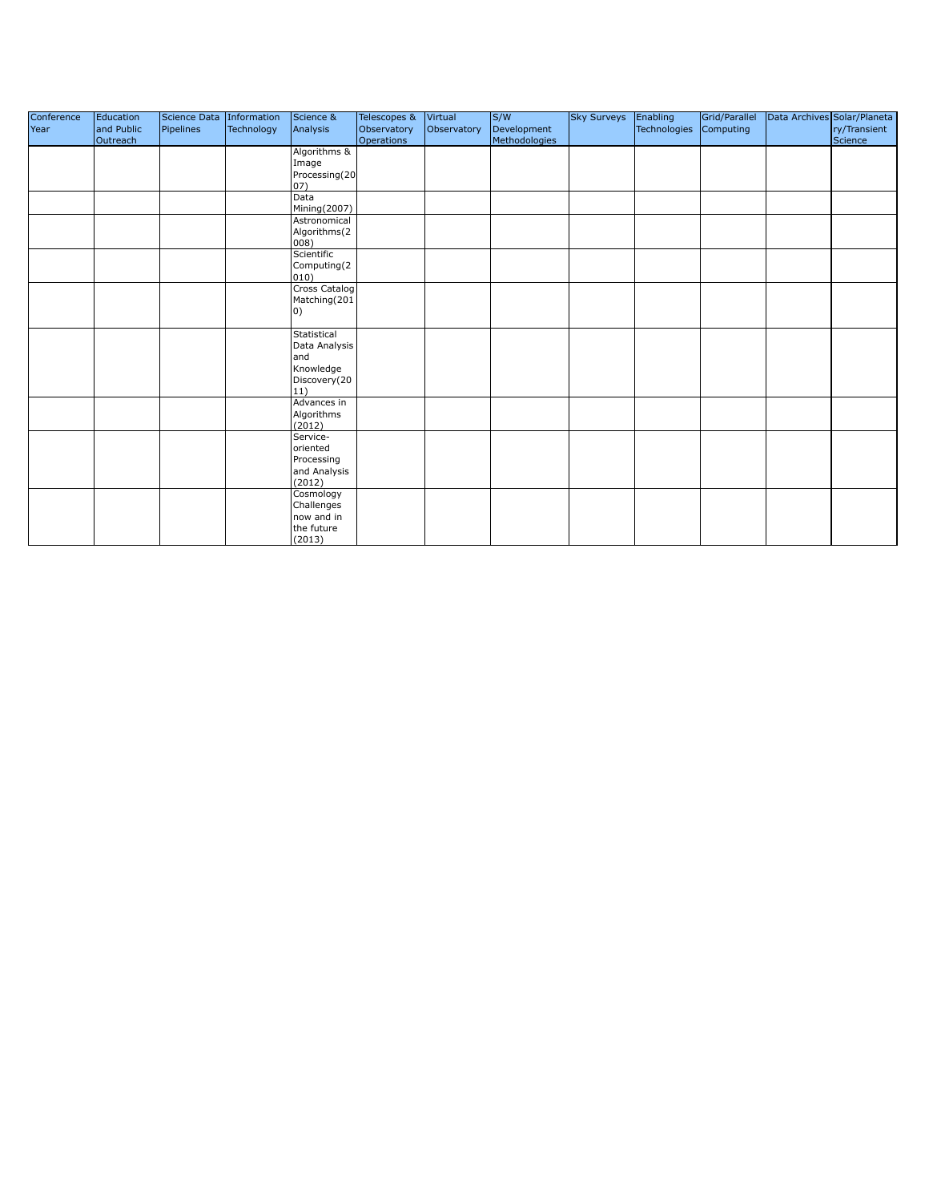| Conference Year | Education and Public Outreach | Science Data Pipelines | Information Technology | Science & Analysis | Telescopes & Observatory Operations | Virtual Observatory | S/W Development Methodologies | Sky Surveys | Enabling Technologies | Grid/Parallel Computing | Data Archives | Solar/Planetary/Transient Science |
|---|---|---|---|---|---|---|---|---|---|---|---|---|
| | | | | Algorithms & Image Processing(2007) | | | | | | | | |
| | | | | Data Mining(2007) | | | | | | | | |
| | | | | Astronomical Algorithms(2008) | | | | | | | | |
| | | | | Scientific Computing(2010) | | | | | | | | |
| | | | | Cross Catalog Matching(2010) | | | | | | | | |
| | | | | Statistical Data Analysis and Knowledge Discovery(2011) | | | | | | | | |
| | | | | Advances in Algorithms (2012) | | | | | | | | |
| | | | | Service-oriented Processing and Analysis (2012) | | | | | | | | |
| | | | | Cosmology Challenges now and in the future (2013) | | | | | | | | |